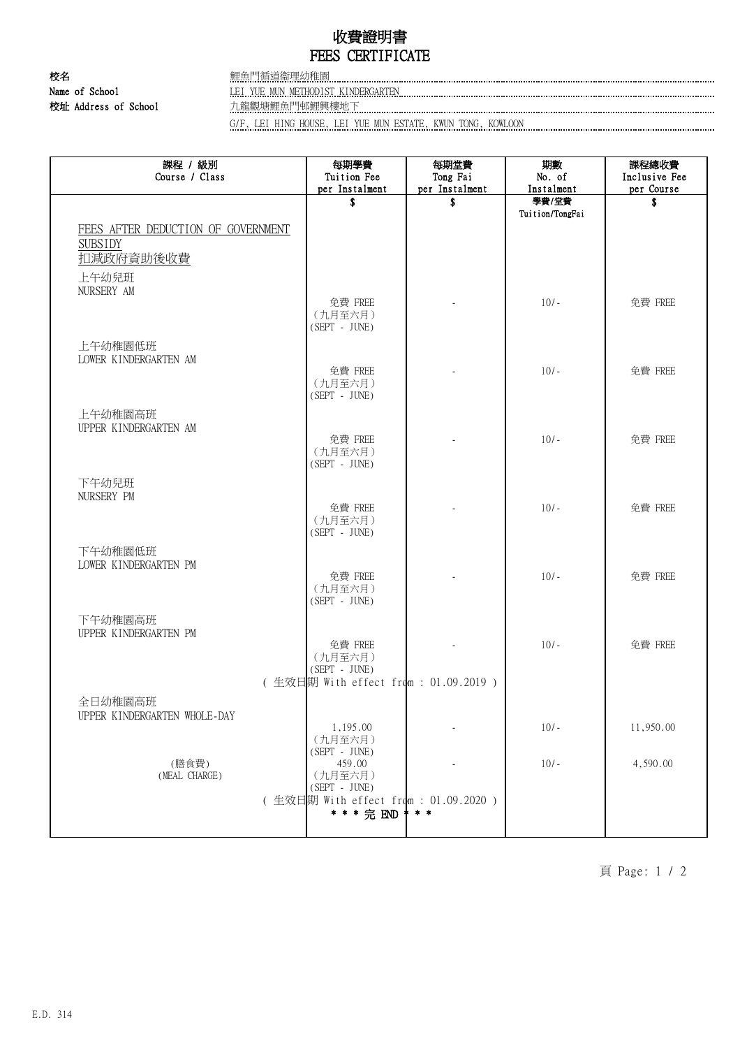# 收費證明書
# FEES CERTIFICATE

**校名**
**Name of School** 鯉魚門循道衛理幼稚園
LEI YUE MUN METHODIST KINDERGARTEN
**校址 Address of School** 九龍觀塘鯉魚門邨鯉興樓地下
G/F, LEI HING HOUSE, LEI YUE MUN ESTATE, KWUN TONG, KOWLOON

| 課程 / 級別<br>Course / Class | 每期學費<br>Tuition Fee<br>per Instalment | 每期堂費<br>Tong Fai<br>per Instalment | 期數<br>No. of<br>Instalment | 課程總收費<br>Inclusive Fee<br>per Course |
|---|---|---|---|---|
| | $ | $ | 學費/堂費<br>Tuition/TongFai | $ |
| FEES AFTER DEDUCTION OF GOVERNMENT SUBSIDY<br>扣減政府資助後收費 | | | | |
| 上午幼兒班<br>NURSERY AM | 免費 FREE<br>(九月至六月)<br>(SEPT - JUNE) | - | 10/- | 免費 FREE |
| 上午幼稚園低班<br>LOWER KINDERGARTEN AM | 免費 FREE<br>(九月至六月)<br>(SEPT - JUNE) | - | 10/- | 免費 FREE |
| 上午幼稚園高班<br>UPPER KINDERGARTEN AM | 免費 FREE<br>(九月至六月)<br>(SEPT - JUNE) | - | 10/- | 免費 FREE |
| 下午幼兒班<br>NURSERY PM | 免費 FREE<br>(九月至六月)<br>(SEPT - JUNE) | - | 10/- | 免費 FREE |
| 下午幼稚園低班<br>LOWER KINDERGARTEN PM | 免費 FREE<br>(九月至六月)<br>(SEPT - JUNE) | - | 10/- | 免費 FREE |
| 下午幼稚園高班<br>UPPER KINDERGARTEN PM | 免費 FREE<br>(九月至六月)<br>(SEPT - JUNE) | - | 10/- | 免費 FREE |
| | ( 生效日期 With effect from : 01.09.2019 ) | | | |
| 全日幼稚園高班<br>UPPER KINDERGARTEN WHOLE-DAY | 1,195.00<br>(九月至六月)<br>(SEPT - JUNE) | - | 10/- | 11,950.00 |
| (膳食費)<br>(MEAL CHARGE) | 459.00<br>(九月至六月)<br>(SEPT - JUNE) | - | 10/- | 4,590.00 |
| | ( 生效日期 With effect from : 01.09.2020 ) | | | |
| | * * * 完 END * * * | | | |

E.D. 314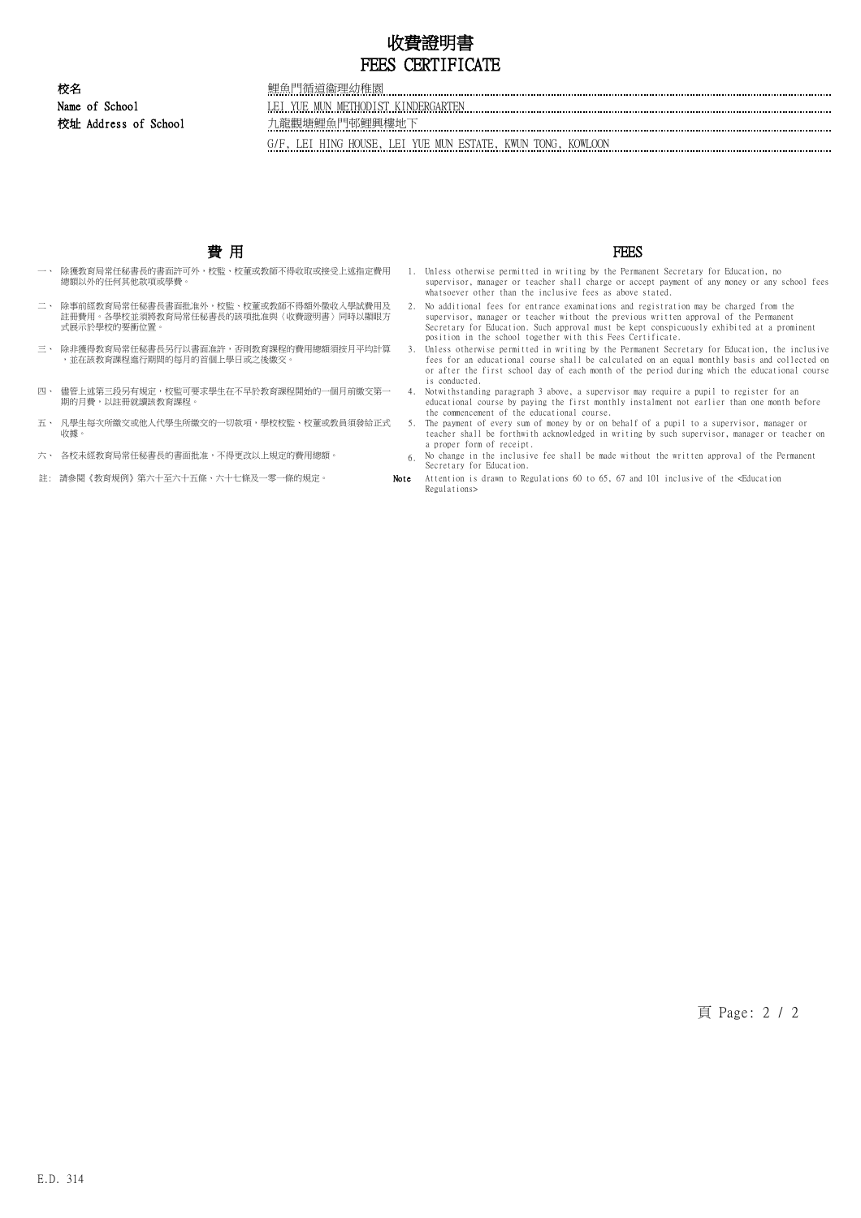# 收費證明書
# FEES CERTIFICATE

**校名** 鯉魚門循道衛理幼稚園

**Name of School** LEI YUE MUN METHODIST KINDERGARTEN

**校址 Address of School** 九龍觀塘鯉魚門邨鯉興樓地下

G/F, LEI HING HOUSE, LEI YUE MUN ESTATE, KWUN TONG, KOWLOON

## 費 用

一、 除獲教育局常任秘書長的書面許可外，校監、校董或教師不得收取或接受上述指定費用總額以外的任何其他款項或學費。

二、 除事前經教育局常任秘書長書面批准外，校監、校董或教師不得額外徵收入學試費用及註冊費用。各學校並須將教育局常任秘書長的該項批准與〈收費證明書〉同時以顯眼方式展示於學校的要衝位置。

三、 除非獲得教育局常任秘書長另行以書面准許，否則教育課程的費用總額須按月平均計算，並在該教育課程進行期間的每月的首個上學日或之後繳交。

四、 儘管上述第三段另有規定，校監可要求學生在不早於教育課程開始的一個月前繳交第一期的月費，以註冊就讀該教育課程。

五、 凡學生每次所繳交或他人代學生所繳交的一切款項，學校校監、校董或教員須發給正式收據。

六、 各校未經教育局常任秘書長的書面批准，不得更改以上規定的費用總額。

註: 請參閱《教育規例》第六十至六十五條、六十七條及一零一條的規定。

## FEES

1. Unless otherwise permitted in writing by the Permanent Secretary for Education, no supervisor, manager or teacher shall charge or accept payment of any money or any school fees whatsoever other than the inclusive fees as above stated.
2. No additional fees for entrance examinations and registration may be charged from the supervisor, manager or teacher without the previous written approval of the Permanent Secretary for Education. Such approval must be kept conspicuously exhibited at a prominent position in the school together with this Fees Certificate.
3. Unless otherwise permitted in writing by the Permanent Secretary for Education, the inclusive fees for an educational course shall be calculated on an equal monthly basis and collected on or after the first school day of each month of the period during which the educational course is conducted.
4. Notwithstanding paragraph 3 above, a supervisor may require a pupil to register for an educational course by paying the first monthly instalment not earlier than one month before the commencement of the educational course.
5. The payment of every sum of money by or on behalf of a pupil to a supervisor, manager or teacher shall be forthwith acknowledged in writing by such supervisor, manager or teacher on a proper form of receipt.
6. No change in the inclusive fee shall be made without the written approval of the Permanent Secretary for Education.

**Note** Attention is drawn to Regulations 60 to 65, 67 and 101 inclusive of the <Education Regulations>

E.D. 314